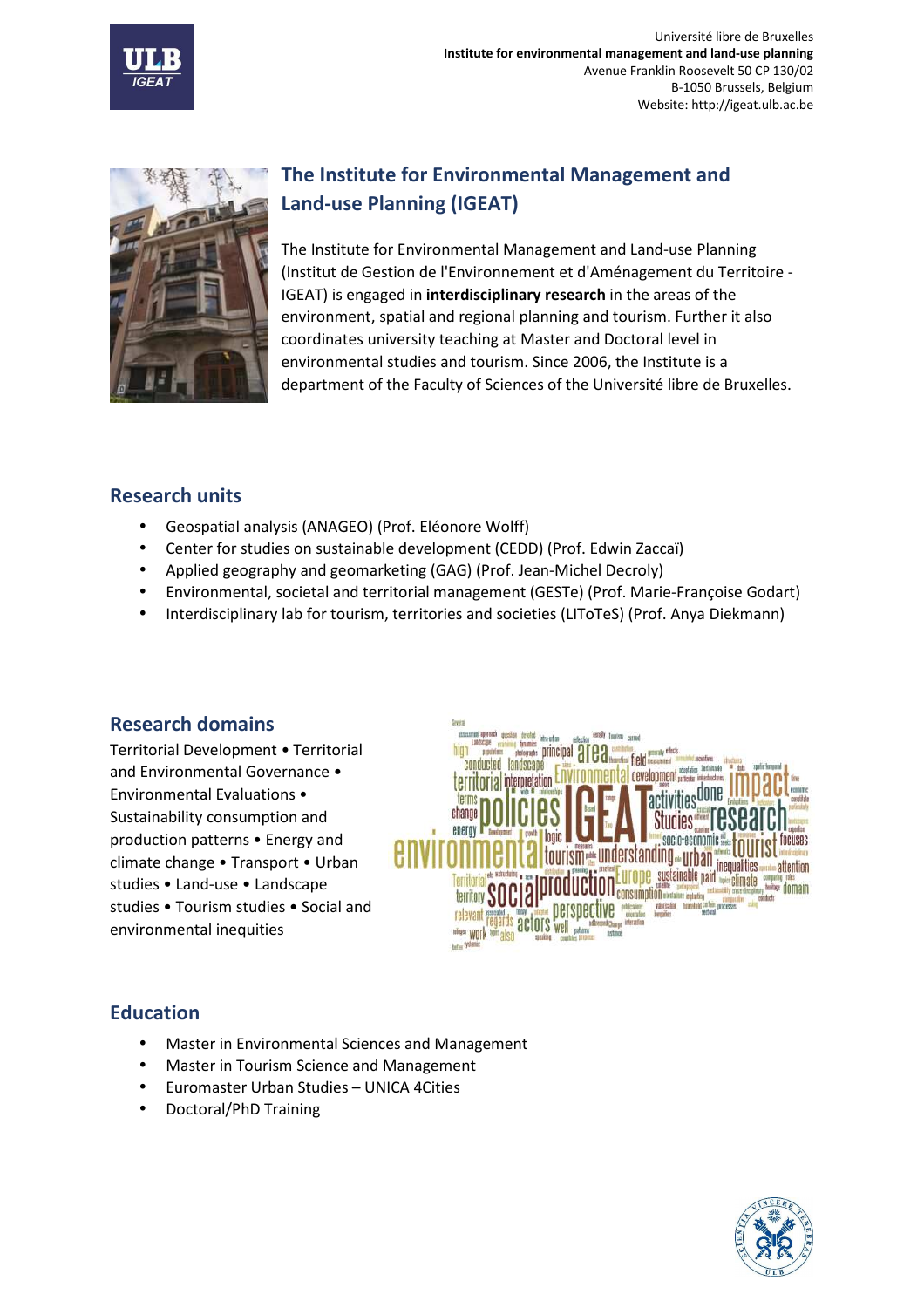Université libre de Bruxelles
**Institute for environmental management and land-use planning**
Avenue Franklin Roosevelt 50 CP 130/02
B-1050 Brussels, Belgium
Website: http://igeat.ulb.ac.be

## The Institute for Environmental Management and Land-use Planning (IGEAT)

The Institute for Environmental Management and Land-use Planning (Institut de Gestion de l'Environnement et d'Aménagement du Territoire - IGEAT) is engaged in **interdisciplinary research** in the areas of the environment, spatial and regional planning and tourism. Further it also coordinates university teaching at Master and Doctoral level in environmental studies and tourism. Since 2006, the Institute is a department of the Faculty of Sciences of the Université libre de Bruxelles.

## Research units

- Geospatial analysis (ANAGEO) (Prof. Eléonore Wolff)
- Center for studies on sustainable development (CEDD) (Prof. Edwin Zaccaï)
- Applied geography and geomarketing (GAG) (Prof. Jean-Michel Decroly)
- Environmental, societal and territorial management (GESTe) (Prof. Marie-Françoise Godart)
- Interdisciplinary lab for tourism, territories and societies (LIToTeS) (Prof. Anya Diekmann)

## Research domains

Territorial Development • Territorial and Environmental Governance • Environmental Evaluations • Sustainability consumption and production patterns • Energy and climate change • Transport • Urban studies • Land-use • Landscape studies • Tourism studies • Social and environmental inequities

## Education

- Master in Environmental Sciences and Management
- Master in Tourism Science and Management
- Euromaster Urban Studies – UNICA 4Cities
- Doctoral/PhD Training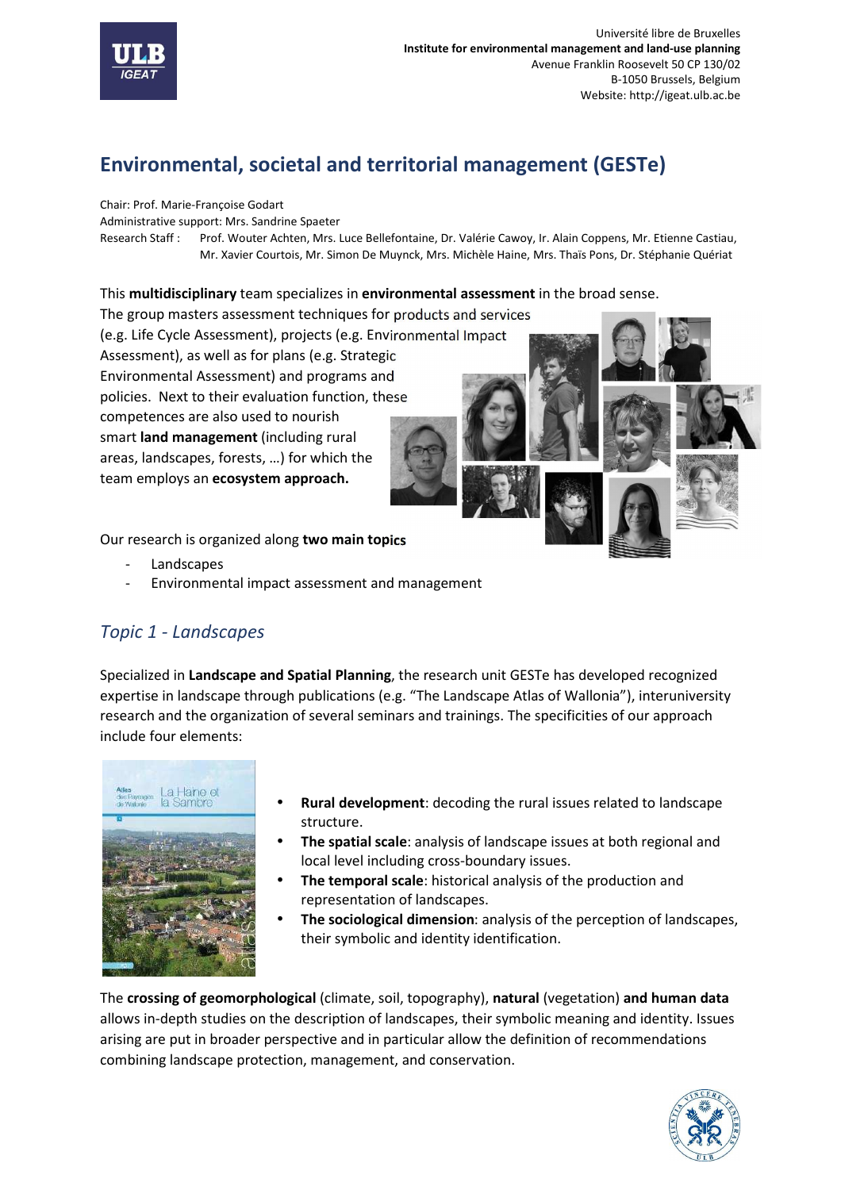Université libre de Bruxelles
**Institute for environmental management and land-use planning**
Avenue Franklin Roosevelt 50 CP 130/02
B-1050 Brussels, Belgium
Website: http://igeat.ulb.ac.be

# Environmental, societal and territorial management (GESTe)

Chair: Prof. Marie-Françoise Godart
Administrative support: Mrs. Sandrine Spaeter
Research Staff : Prof. Wouter Achten, Mrs. Luce Bellefontaine, Dr. Valérie Cawoy, Ir. Alain Coppens, Mr. Etienne Castiau, Mr. Xavier Courtois, Mr. Simon De Muynck, Mrs. Michèle Haine, Mrs. Thaïs Pons, Dr. Stéphanie Quériat

This **multidisciplinary** team specializes in **environmental assessment** in the broad sense. The group masters assessment techniques for products and services (e.g. Life Cycle Assessment), projects (e.g. Environmental Impact Assessment), as well as for plans (e.g. Strategic Environmental Assessment) and programs and policies. Next to their evaluation function, these competences are also used to nourish smart **land management** (including rural areas, landscapes, forests, …) for which the team employs an **ecosystem approach.**

Our research is organized along **two main topics**

- Landscapes
- Environmental impact assessment and management

## *Topic 1 - Landscapes*

Specialized in **Landscape and Spatial Planning**, the research unit GESTe has developed recognized expertise in landscape through publications (e.g. "The Landscape Atlas of Wallonia"), interuniversity research and the organization of several seminars and trainings. The specificities of our approach include four elements:

- **Rural development**: decoding the rural issues related to landscape structure.
- **The spatial scale**: analysis of landscape issues at both regional and local level including cross-boundary issues.
- **The temporal scale**: historical analysis of the production and representation of landscapes.
- **The sociological dimension**: analysis of the perception of landscapes, their symbolic and identity identification.

The **crossing of geomorphological** (climate, soil, topography), **natural** (vegetation) **and human data** allows in-depth studies on the description of landscapes, their symbolic meaning and identity. Issues arising are put in broader perspective and in particular allow the definition of recommendations combining landscape protection, management, and conservation.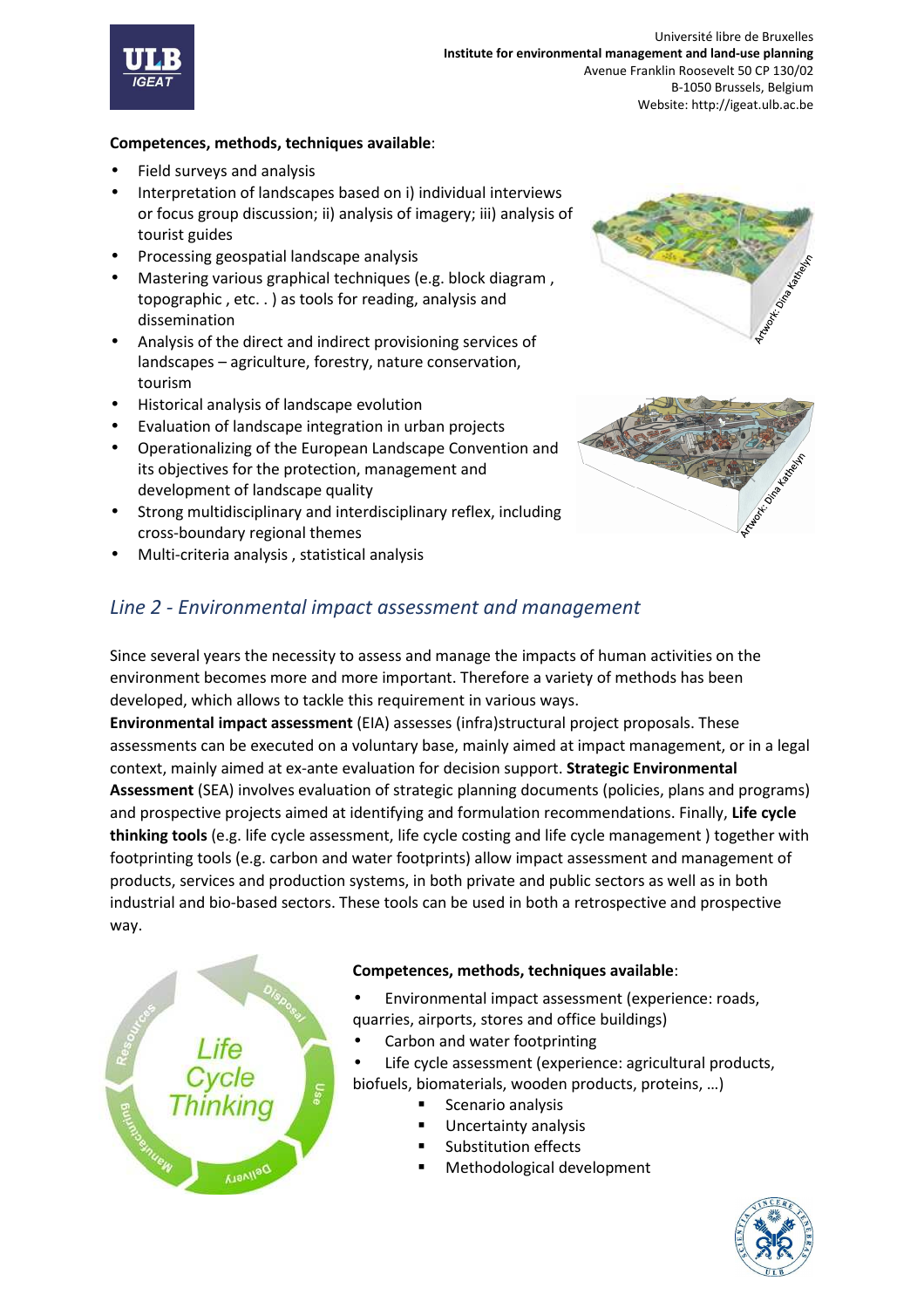**Competences, methods, techniques available**:

- Field surveys and analysis
- Interpretation of landscapes based on i) individual interviews or focus group discussion; ii) analysis of imagery; iii) analysis of tourist guides
- Processing geospatial landscape analysis
- Mastering various graphical techniques (e.g. block diagram , topographic , etc. . ) as tools for reading, analysis and dissemination
- Analysis of the direct and indirect provisioning services of landscapes – agriculture, forestry, nature conservation, tourism
- Historical analysis of landscape evolution
- Evaluation of landscape integration in urban projects
- Operationalizing of the European Landscape Convention and its objectives for the protection, management and development of landscape quality
- Strong multidisciplinary and interdisciplinary reflex, including cross-boundary regional themes
- Multi-criteria analysis , statistical analysis

Artwork: Dina Kathelyn

Artwork: Dina Kathelyn

## *Line 2 - Environmental impact assessment and management*

Since several years the necessity to assess and manage the impacts of human activities on the environment becomes more and more important. Therefore a variety of methods has been developed, which allows to tackle this requirement in various ways.

**Environmental impact assessment** (EIA) assesses (infra)structural project proposals. These assessments can be executed on a voluntary base, mainly aimed at impact management, or in a legal context, mainly aimed at ex-ante evaluation for decision support. **Strategic Environmental Assessment** (SEA) involves evaluation of strategic planning documents (policies, plans and programs) and prospective projects aimed at identifying and formulation recommendations. Finally, **Life cycle thinking tools** (e.g. life cycle assessment, life cycle costing and life cycle management ) together with footprinting tools (e.g. carbon and water footprints) allow impact assessment and management of products, services and production systems, in both private and public sectors as well as in both industrial and bio-based sectors. These tools can be used in both a retrospective and prospective way.

**Competences, methods, techniques available**:

- Environmental impact assessment (experience: roads, quarries, airports, stores and office buildings)
- Carbon and water footprinting
- Life cycle assessment (experience: agricultural products, biofuels, biomaterials, wooden products, proteins, …)
    - Scenario analysis
    - Uncertainty analysis
    - Substitution effects
    - Methodological development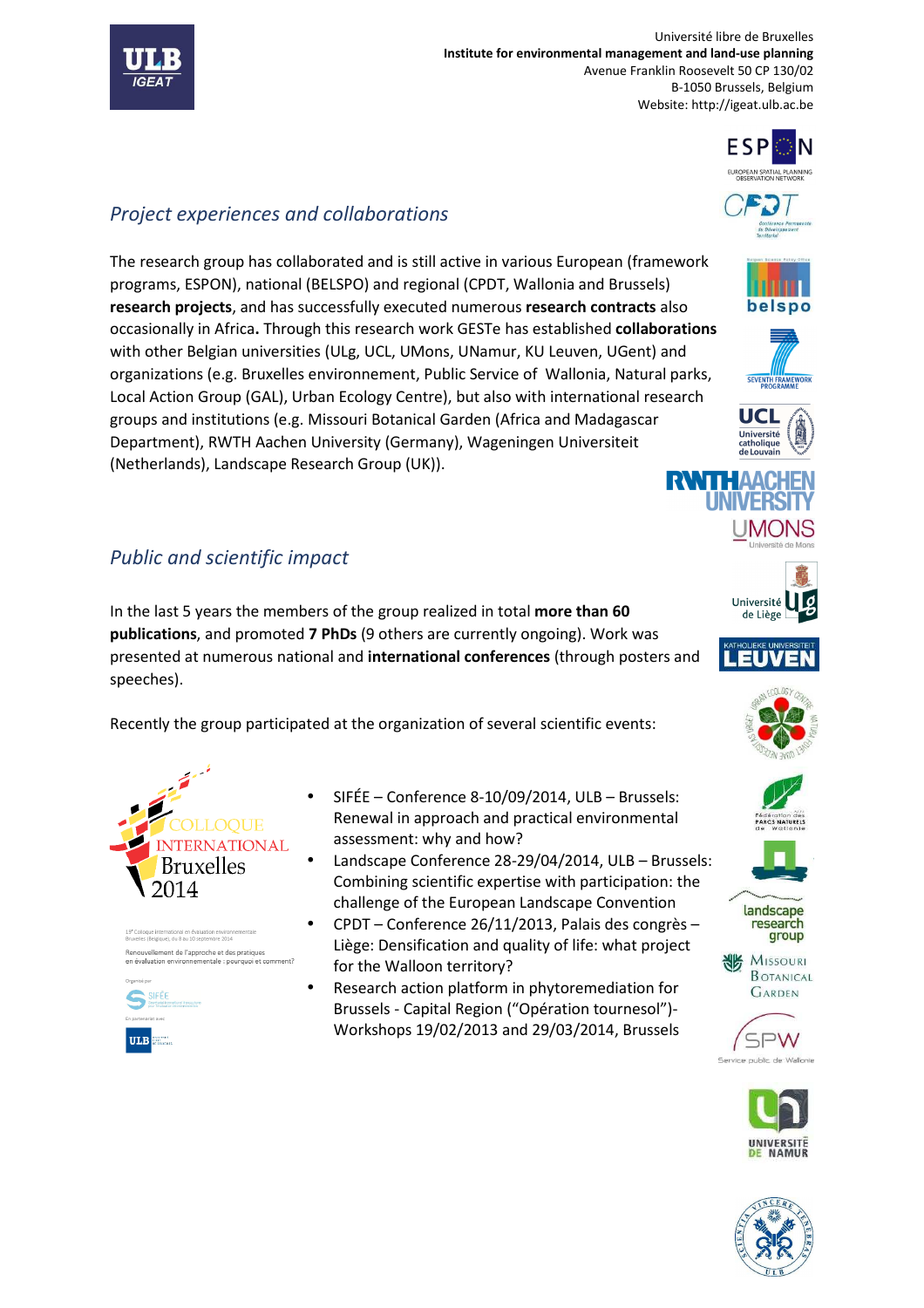Université libre de Bruxelles
**Institute for environmental management and land-use planning**
Avenue Franklin Roosevelt 50 CP 130/02
B-1050 Brussels, Belgium
Website: http://igeat.ulb.ac.be

## *Project experiences and collaborations*

The research group has collaborated and is still active in various European (framework programs, ESPON), national (BELSPO) and regional (CPDT, Wallonia and Brussels) **research projects**, and has successfully executed numerous **research contracts** also occasionally in Africa**.** Through this research work GESTe has established **collaborations** with other Belgian universities (ULg, UCL, UMons, UNamur, KU Leuven, UGent) and organizations (e.g. Bruxelles environnement, Public Service of Wallonia, Natural parks, Local Action Group (GAL), Urban Ecology Centre), but also with international research groups and institutions (e.g. Missouri Botanical Garden (Africa and Madagascar Department), RWTH Aachen University (Germany), Wageningen Universiteit (Netherlands), Landscape Research Group (UK)).

## *Public and scientific impact*

In the last 5 years the members of the group realized in total **more than 60 publications**, and promoted **7 PhDs** (9 others are currently ongoing). Work was presented at numerous national and **international conferences** (through posters and speeches).

Recently the group participated at the organization of several scientific events:

- SIFÉE – Conference 8-10/09/2014, ULB – Brussels: Renewal in approach and practical environmental assessment: why and how?
- Landscape Conference 28-29/04/2014, ULB – Brussels: Combining scientific expertise with participation: the challenge of the European Landscape Convention
- CPDT – Conference 26/11/2013, Palais des congrès – Liège: Densification and quality of life: what project for the Walloon territory?
- Research action platform in phytoremediation for Brussels - Capital Region ("Opération tournesol")- Workshops 19/02/2013 and 29/03/2014, Brussels